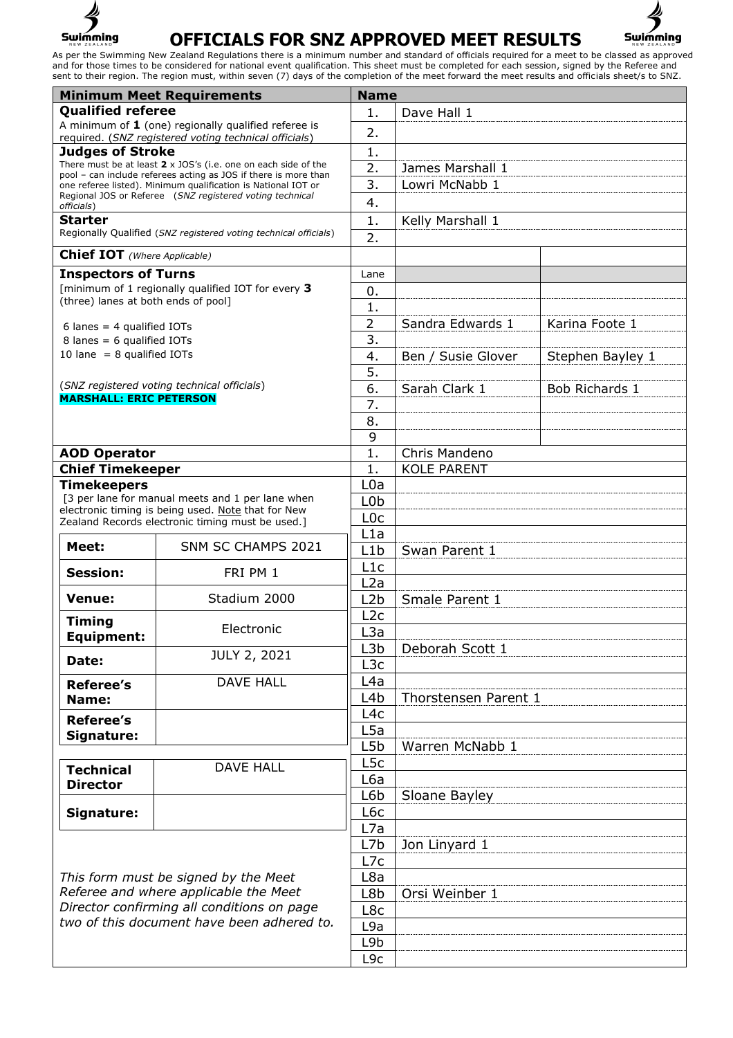# OFFICIALS FOR SNZ APPROVED MEET RESULTS

As per the Swimming New Zealand Regulations there is a minimum number and standard of officials required for a meet to be classed as approved and for those times to be considered for national event qualification. This sheet must be completed for each session, signed by the Referee and sent to their region. The region must, within seven (7) days of the completion of the meet forward the meet results and officials sheet/s to SNZ.

| Minimum Meet Requirements | Name | | |
|---|---|---|---|
| **Qualified referee**<br>A minimum of **1** (one) regionally qualified referee is required. (*SNZ registered voting technical officials*) | 1. | Dave Hall 1 | |
| | 2. | | |
| **Judges of Stroke**<br>There must be at least **2** x JOS's (i.e. one on each side of the pool – can include referees acting as JOS if there is more than one referee listed). Minimum qualification is National IOT or Regional JOS or Referee (*SNZ registered voting technical officials*) | 1. | | |
| | 2. | James Marshall 1 | |
| | 3. | Lowri McNabb 1 | |
| | 4. | | |
| **Starter**<br>Regionally Qualified (*SNZ registered voting technical officials*) | 1. | Kelly Marshall 1 | |
| | 2. | | |
| **Chief IOT** *(Where Applicable)* | | | |
| **Inspectors of Turns**<br>[minimum of 1 regionally qualified IOT for every **3** (three) lanes at both ends of pool]<br><br>6 lanes = 4 qualified IOTs<br>8 lanes = 6 qualified IOTs<br>10 lane = 8 qualified IOTs<br><br>(*SNZ registered voting technical officials*)<br>**MARSHALL: ERIC PETERSON** | Lane | | |
| | 0. | | |
| | 1. | | |
| | 2 | Sandra Edwards 1 | Karina Foote 1 |
| | 3. | | |
| | 4. | Ben / Susie Glover | Stephen Bayley 1 |
| | 5. | | |
| | 6. | Sarah Clark 1 | Bob Richards 1 |
| | 7. | | |
| | 8. | | |
| | 9 | | |
| **AOD Operator** | 1. | Chris Mandeno | |
| **Chief Timekeeper** | 1. | KOLE PARENT | |
| **Timekeepers**<br>[3 per lane for manual meets and 1 per lane when electronic timing is being used. Note that for New Zealand Records electronic timing must be used.] | L0a | | |
| | L0b | | |
| | L0c | | |
| | L1a | | |
| | L1b | Swan Parent 1 | |
| | L1c | | |
| | L2a | | |
| | L2b | Smale Parent 1 | |
| | L2c | | |
| | L3a | | |
| | L3b | Deborah Scott 1 | |
| | L3c | | |
| | L4a | | |
| | L4b | Thorstensen Parent 1 | |
| | L4c | | |
| | L5a | | |
| | L5b | Warren McNabb 1 | |
| | L5c | | |
| | L6a | | |
| | L6b | Sloane Bayley | |
| | L6c | | |
| | L7a | | |
| | L7b | Jon Linyard 1 | |
| | L7c | | |
| | L8a | | |
| | L8b | Orsi Weinber 1 | |
| | L8c | | |
| | L9a | | |
| | L9b | | |
| | L9c | | |

| | |
|---|---|
| **Meet:** | SNM SC CHAMPS 2021 |
| **Session:** | FRI PM 1 |
| **Venue:** | Stadium 2000 |
| **Timing Equipment:** | Electronic |
| **Date:** | JULY 2, 2021 |
| **Referee's Name:** | DAVE HALL |
| **Referee's Signature:** | |

| | |
|---|---|
| **Technical Director** | DAVE HALL |
| **Signature:** | |

*This form must be signed by the Meet Referee and where applicable the Meet Director confirming all conditions on page two of this document have been adhered to.*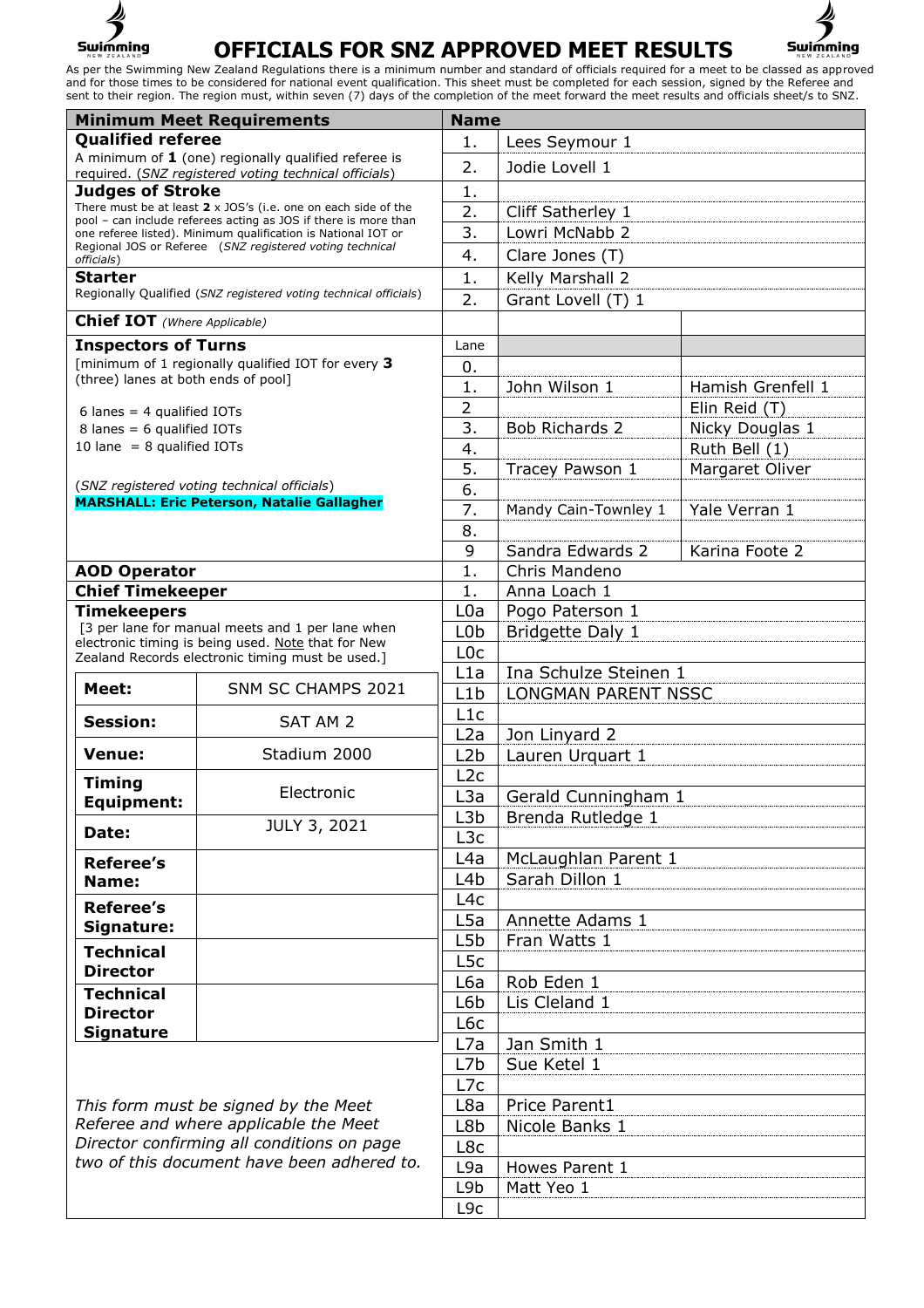# OFFICIALS FOR SNZ APPROVED MEET RESULTS

As per the Swimming New Zealand Regulations there is a minimum number and standard of officials required for a meet to be classed as approved and for those times to be considered for national event qualification. This sheet must be completed for each session, signed by the Referee and sent to their region. The region must, within seven (7) days of the completion of the meet forward the meet results and officials sheet/s to SNZ.

| Minimum Meet Requirements | Name | | |
|---|---|---|---|
| **Qualified referee**<br>A minimum of **1** (one) regionally qualified referee is required. (*SNZ registered voting technical officials*) | 1. | Lees Seymour 1 | |
| | 2. | Jodie Lovell 1 | |
| **Judges of Stroke**<br>There must be at least **2** x JOS's (i.e. one on each side of the pool – can include referees acting as JOS if there is more than one referee listed). Minimum qualification is National IOT or Regional JOS or Referee (*SNZ registered voting technical officials*) | 1. | | |
| | 2. | Cliff Satherley 1 | |
| | 3. | Lowri McNabb 2 | |
| | 4. | Clare Jones (T) | |
| **Starter**<br>Regionally Qualified (*SNZ registered voting technical officials*) | 1. | Kelly Marshall 2 | |
| | 2. | Grant Lovell (T) 1 | |
| **Chief IOT** *(Where Applicable)* | | | |
| **Inspectors of Turns**<br>[minimum of 1 regionally qualified IOT for every **3** (three) lanes at both ends of pool]<br><br>6 lanes = 4 qualified IOTs<br>8 lanes = 6 qualified IOTs<br>10 lane = 8 qualified IOTs<br><br>(*SNZ registered voting technical officials*)<br>**MARSHALL: Eric Peterson, Natalie Gallagher** | Lane | | |
| | 0. | | |
| | 1. | John Wilson 1 | Hamish Grenfell 1 |
| | 2 | | Elin Reid (T) |
| | 3. | Bob Richards 2 | Nicky Douglas 1 |
| | 4. | | Ruth Bell (1) |
| | 5. | Tracey Pawson 1 | Margaret Oliver |
| | 6. | | |
| | 7. | Mandy Cain-Townley 1 | Yale Verran 1 |
| | 8. | | |
| | 9 | Sandra Edwards 2 | Karina Foote 2 |
| **AOD Operator** | 1. | Chris Mandeno | |
| **Chief Timekeeper** | 1. | Anna Loach 1 | |
| **Timekeepers**<br>[3 per lane for manual meets and 1 per lane when electronic timing is being used. Note that for New Zealand Records electronic timing must be used.] | L0a | Pogo Paterson 1 | |
| | L0b | Bridgette Daly 1 | |
| | L0c | | |
| | L1a | Ina Schulze Steinen 1 | |
| | L1b | LONGMAN PARENT NSSC | |
| | L1c | | |
| | L2a | Jon Linyard 2 | |
| | L2b | Lauren Urquart 1 | |
| | L2c | | |
| | L3a | Gerald Cunningham 1 | |
| | L3b | Brenda Rutledge 1 | |
| | L3c | | |
| | L4a | McLaughlan Parent 1 | |
| | L4b | Sarah Dillon 1 | |
| | L4c | | |
| | L5a | Annette Adams 1 | |
| | L5b | Fran Watts 1 | |
| | L5c | | |
| | L6a | Rob Eden 1 | |
| | L6b | Lis Cleland 1 | |
| | L6c | | |
| | L7a | Jan Smith 1 | |
| | L7b | Sue Ketel 1 | |
| | L7c | | |
| | L8a | Price Parent1 | |
| | L8b | Nicole Banks 1 | |
| | L8c | | |
| | L9a | Howes Parent 1 | |
| | L9b | Matt Yeo 1 | |
| | L9c | | |

| | |
|---|---|
| **Meet:** | SNM SC CHAMPS 2021 |
| **Session:** | SAT AM 2 |
| **Venue:** | Stadium 2000 |
| **Timing Equipment:** | Electronic |
| **Date:** | JULY 3, 2021 |
| **Referee's Name:** | |
| **Referee's Signature:** | |
| **Technical Director** | |
| **Technical Director Signature** | |

*This form must be signed by the Meet Referee and where applicable the Meet Director confirming all conditions on page two of this document have been adhered to.*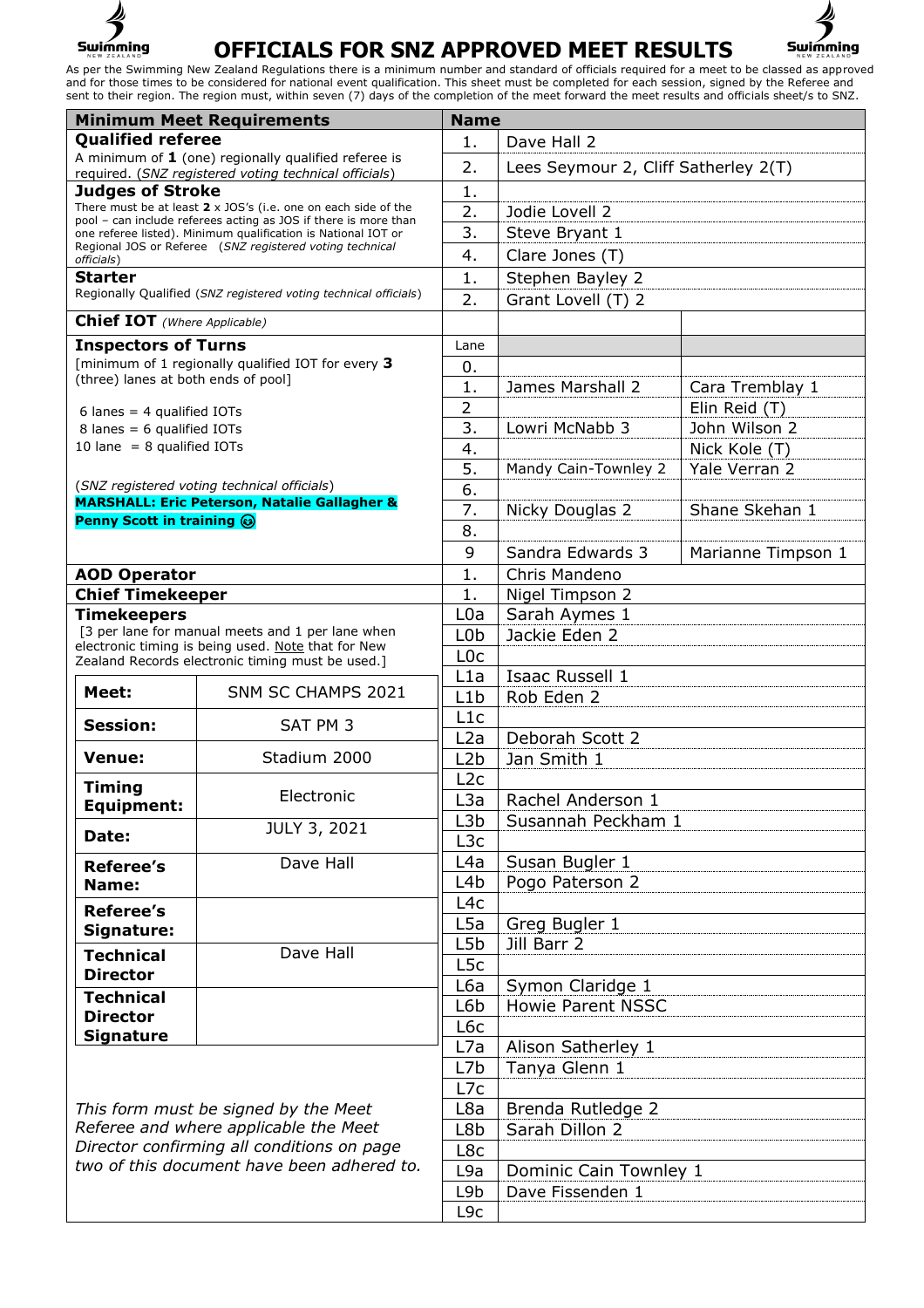# OFFICIALS FOR SNZ APPROVED MEET RESULTS

As per the Swimming New Zealand Regulations there is a minimum number and standard of officials required for a meet to be classed as approved and for those times to be considered for national event qualification. This sheet must be completed for each session, signed by the Referee and sent to their region. The region must, within seven (7) days of the completion of the meet forward the meet results and officials sheet/s to SNZ.

| Minimum Meet Requirements | Name | | |
|---|---|---|---|
| **Qualified referee**<br>A minimum of **1** (one) regionally qualified referee is required. (*SNZ registered voting technical officials*) | 1. | Dave Hall 2 | |
| | 2. | Lees Seymour 2, Cliff Satherley 2(T) | |
| **Judges of Stroke**<br>There must be at least **2** x JOS's (i.e. one on each side of the pool – can include referees acting as JOS if there is more than one referee listed). Minimum qualification is National IOT or Regional JOS or Referee (*SNZ registered voting technical officials*) | 1. | | |
| | 2. | Jodie Lovell 2 | |
| | 3. | Steve Bryant 1 | |
| | 4. | Clare Jones (T) | |
| **Starter**<br>Regionally Qualified (*SNZ registered voting technical officials*) | 1. | Stephen Bayley 2 | |
| | 2. | Grant Lovell (T) 2 | |
| **Chief IOT** *(Where Applicable)* | | | |
| **Inspectors of Turns**<br>[minimum of 1 regionally qualified IOT for every **3** (three) lanes at both ends of pool]<br><br>6 lanes = 4 qualified IOTs<br>8 lanes = 6 qualified IOTs<br>10 lane = 8 qualified IOTs<br><br>(*SNZ registered voting technical officials*)<br>**MARSHALL: Eric Peterson, Natalie Gallagher & Penny Scott in training 😊** | Lane | | |
| | 0. | | |
| | 1. | James Marshall 2 | Cara Tremblay 1 |
| | 2 | | Elin Reid (T) |
| | 3. | Lowri McNabb 3 | John Wilson 2 |
| | 4. | | Nick Kole (T) |
| | 5. | Mandy Cain-Townley 2 | Yale Verran 2 |
| | 6. | | |
| | 7. | Nicky Douglas 2 | Shane Skehan 1 |
| | 8. | | |
| | 9 | Sandra Edwards 3 | Marianne Timpson 1 |
| **AOD Operator** | 1. | Chris Mandeno | |
| **Chief Timekeeper** | 1. | Nigel Timpson 2 | |
| **Timekeepers**<br>[3 per lane for manual meets and 1 per lane when electronic timing is being used. Note that for New Zealand Records electronic timing must be used.] | L0a | Sarah Aymes 1 | |
| | L0b | Jackie Eden 2 | |
| | L0c | | |
| | L1a | Isaac Russell 1 | |
| | L1b | Rob Eden 2 | |
| | L1c | | |
| | L2a | Deborah Scott 2 | |
| | L2b | Jan Smith 1 | |
| | L2c | | |
| | L3a | Rachel Anderson 1 | |
| | L3b | Susannah Peckham 1 | |
| | L3c | | |
| | L4a | Susan Bugler 1 | |
| | L4b | Pogo Paterson 2 | |
| | L4c | | |
| | L5a | Greg Bugler 1 | |
| | L5b | Jill Barr 2 | |
| | L5c | | |
| | L6a | Symon Claridge 1 | |
| | L6b | Howie Parent NSSC | |
| | L6c | | |
| | L7a | Alison Satherley 1 | |
| | L7b | Tanya Glenn 1 | |
| | L7c | | |
| | L8a | Brenda Rutledge 2 | |
| | L8b | Sarah Dillon 2 | |
| | L8c | | |
| | L9a | Dominic Cain Townley 1 | |
| | L9b | Dave Fissenden 1 | |
| | L9c | | |

| | |
|---|---|
| **Meet:** | SNM SC CHAMPS 2021 |
| **Session:** | SAT PM 3 |
| **Venue:** | Stadium 2000 |
| **Timing Equipment:** | Electronic |
| **Date:** | JULY 3, 2021 |
| **Referee's Name:** | Dave Hall |
| **Referee's Signature:** | |
| **Technical Director** | Dave Hall |
| **Technical Director Signature** | |

*This form must be signed by the Meet Referee and where applicable the Meet Director confirming all conditions on page two of this document have been adhered to.*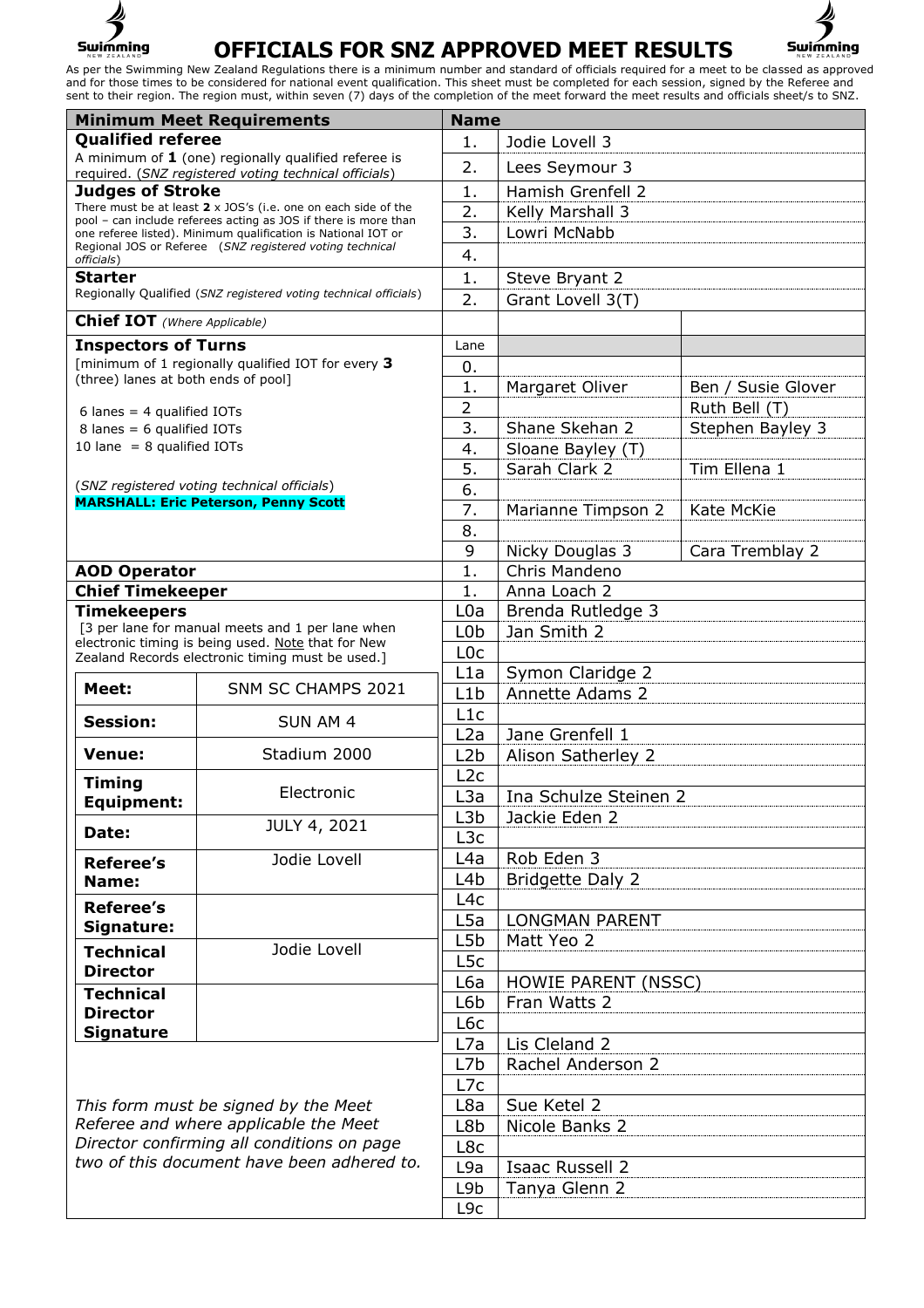# OFFICIALS FOR SNZ APPROVED MEET RESULTS

As per the Swimming New Zealand Regulations there is a minimum number and standard of officials required for a meet to be classed as approved and for those times to be considered for national event qualification. This sheet must be completed for each session, signed by the Referee and sent to their region. The region must, within seven (7) days of the completion of the meet forward the meet results and officials sheet/s to SNZ.

| Minimum Meet Requirements | Name | | |
|---|---|---|---|
| **Qualified referee**<br>A minimum of **1** (one) regionally qualified referee is required. (*SNZ registered voting technical officials*) | 1. | Jodie Lovell 3 | |
| | 2. | Lees Seymour 3 | |
| **Judges of Stroke**<br>There must be at least **2** x JOS's (i.e. one on each side of the pool – can include referees acting as JOS if there is more than one referee listed). Minimum qualification is National IOT or Regional JOS or Referee (*SNZ registered voting technical officials*) | 1. | Hamish Grenfell 2 | |
| | 2. | Kelly Marshall 3 | |
| | 3. | Lowri McNabb | |
| | 4. | | |
| **Starter**<br>Regionally Qualified (*SNZ registered voting technical officials*) | 1. | Steve Bryant 2 | |
| | 2. | Grant Lovell 3(T) | |
| **Chief IOT** *(Where Applicable)* | | | |
| **Inspectors of Turns**<br>[minimum of 1 regionally qualified IOT for every **3** (three) lanes at both ends of pool]<br><br>6 lanes = 4 qualified IOTs<br>8 lanes = 6 qualified IOTs<br>10 lane = 8 qualified IOTs<br><br>(*SNZ registered voting technical officials*)<br>**MARSHALL: Eric Peterson, Penny Scott** | Lane | | |
| | 0. | | |
| | 1. | Margaret Oliver | Ben / Susie Glover |
| | 2 | | Ruth Bell (T) |
| | 3. | Shane Skehan 2 | Stephen Bayley 3 |
| | 4. | Sloane Bayley (T) | |
| | 5. | Sarah Clark 2 | Tim Ellena 1 |
| | 6. | | |
| | 7. | Marianne Timpson 2 | Kate McKie |
| | 8. | | |
| | 9 | Nicky Douglas 3 | Cara Tremblay 2 |
| **AOD Operator** | 1. | Chris Mandeno | |
| **Chief Timekeeper** | 1. | Anna Loach 2 | |
| **Timekeepers**<br>[3 per lane for manual meets and 1 per lane when electronic timing is being used. Note that for New Zealand Records electronic timing must be used.] | L0a | Brenda Rutledge 3 | |
| | L0b | Jan Smith 2 | |
| | L0c | | |
| | L1a | Symon Claridge 2 | |
| | L1b | Annette Adams 2 | |
| | L1c | | |
| | L2a | Jane Grenfell 1 | |
| | L2b | Alison Satherley 2 | |
| | L2c | | |
| | L3a | Ina Schulze Steinen 2 | |
| | L3b | Jackie Eden 2 | |
| | L3c | | |
| | L4a | Rob Eden 3 | |
| | L4b | Bridgette Daly 2 | |
| | L4c | | |
| | L5a | LONGMAN PARENT | |
| | L5b | Matt Yeo 2 | |
| | L5c | | |
| | L6a | HOWIE PARENT (NSSC) | |
| | L6b | Fran Watts 2 | |
| | L6c | | |
| | L7a | Lis Cleland 2 | |
| | L7b | Rachel Anderson 2 | |
| | L7c | | |
| | L8a | Sue Ketel 2 | |
| | L8b | Nicole Banks 2 | |
| | L8c | | |
| | L9a | Isaac Russell 2 | |
| | L9b | Tanya Glenn 2 | |
| | L9c | | |

| | |
|---|---|
| **Meet:** | SNM SC CHAMPS 2021 |
| **Session:** | SUN AM 4 |
| **Venue:** | Stadium 2000 |
| **Timing Equipment:** | Electronic |
| **Date:** | JULY 4, 2021 |
| **Referee's Name:** | Jodie Lovell |
| **Referee's Signature:** | |
| **Technical Director** | Jodie Lovell |
| **Technical Director Signature** | |

*This form must be signed by the Meet Referee and where applicable the Meet Director confirming all conditions on page two of this document have been adhered to.*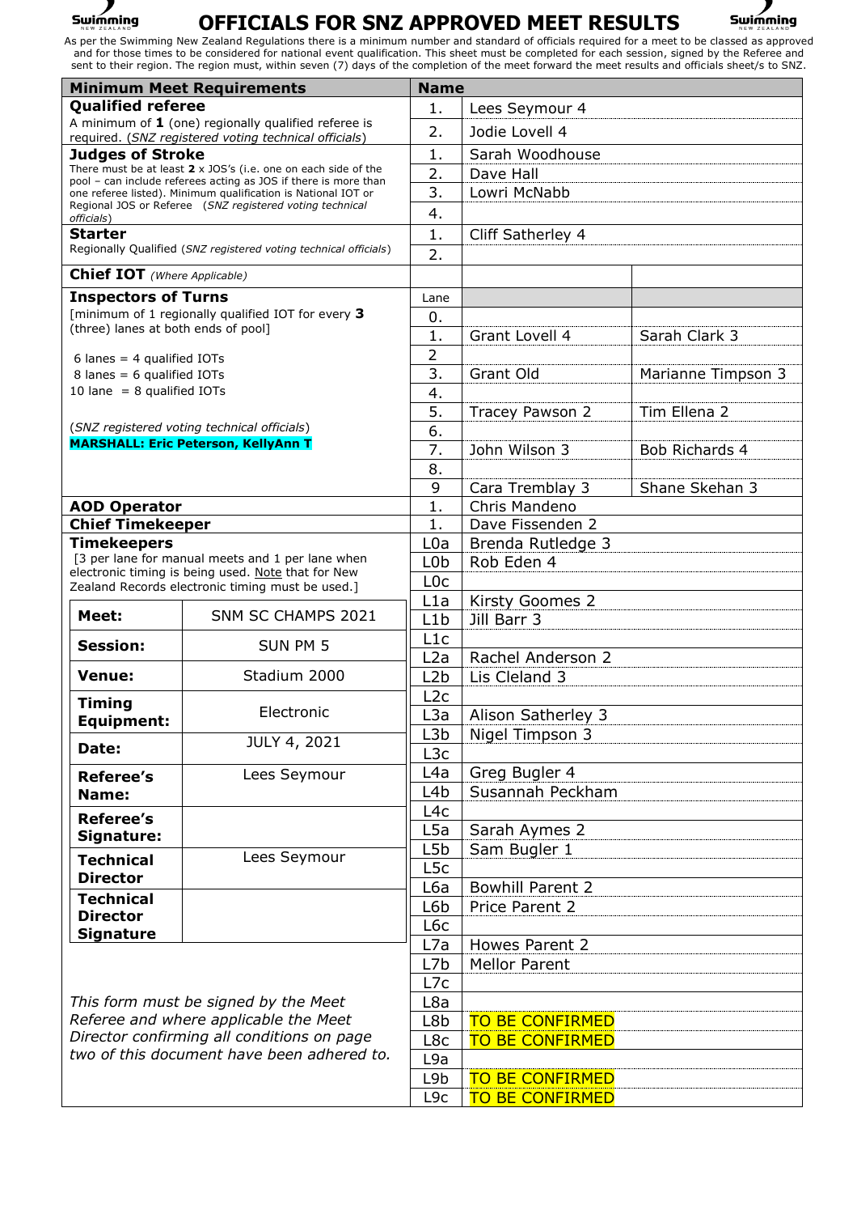# OFFICIALS FOR SNZ APPROVED MEET RESULTS

As per the Swimming New Zealand Regulations there is a minimum number and standard of officials required for a meet to be classed as approved and for those times to be considered for national event qualification. This sheet must be completed for each session, signed by the Referee and sent to their region. The region must, within seven (7) days of the completion of the meet forward the meet results and officials sheet/s to SNZ.

| Minimum Meet Requirements | Name | | |
|---|---|---|---|
| **Qualified referee**<br>A minimum of **1** (one) regionally qualified referee is required. (*SNZ registered voting technical officials*) | 1. | Lees Seymour 4 | |
| | 2. | Jodie Lovell 4 | |
| **Judges of Stroke**<br>There must be at least **2** x JOS's (i.e. one on each side of the pool – can include referees acting as JOS if there is more than one referee listed). Minimum qualification is National IOT or Regional JOS or Referee (*SNZ registered voting technical officials*) | 1. | Sarah Woodhouse | |
| | 2. | Dave Hall | |
| | 3. | Lowri McNabb | |
| | 4. | | |
| **Starter**<br>Regionally Qualified (*SNZ registered voting technical officials*) | 1. | Cliff Satherley 4 | |
| | 2. | | |
| **Chief IOT** *(Where Applicable)* | | | |
| **Inspectors of Turns**<br>[minimum of 1 regionally qualified IOT for every **3** (three) lanes at both ends of pool]<br><br>6 lanes = 4 qualified IOTs<br>8 lanes = 6 qualified IOTs<br>10 lane = 8 qualified IOTs<br><br>(*SNZ registered voting technical officials*)<br>**MARSHALL: Eric Peterson, KellyAnn T** | Lane | | |
| | 0. | | |
| | 1. | Grant Lovell 4 | Sarah Clark 3 |
| | 2 | | |
| | 3. | Grant Old | Marianne Timpson 3 |
| | 4. | | |
| | 5. | Tracey Pawson 2 | Tim Ellena 2 |
| | 6. | | |
| | 7. | John Wilson 3 | Bob Richards 4 |
| | 8. | | |
| | 9 | Cara Tremblay 3 | Shane Skehan 3 |
| **AOD Operator** | 1. | Chris Mandeno | |
| **Chief Timekeeper** | 1. | Dave Fissenden 2 | |
| **Timekeepers**<br>[3 per lane for manual meets and 1 per lane when electronic timing is being used. Note that for New Zealand Records electronic timing must be used.] | L0a | Brenda Rutledge 3 | |
| | L0b | Rob Eden 4 | |
| | L0c | | |
| | L1a | Kirsty Goomes 2 | |
| | L1b | Jill Barr 3 | |
| | L1c | | |
| | L2a | Rachel Anderson 2 | |
| | L2b | Lis Cleland 3 | |
| | L2c | | |
| | L3a | Alison Satherley 3 | |
| | L3b | Nigel Timpson 3 | |
| | L3c | | |
| | L4a | Greg Bugler 4 | |
| | L4b | Susannah Peckham | |
| | L4c | | |
| | L5a | Sarah Aymes 2 | |
| | L5b | Sam Bugler 1 | |
| | L5c | | |
| | L6a | Bowhill Parent 2 | |
| | L6b | Price Parent 2 | |
| | L6c | | |
| | L7a | Howes Parent 2 | |
| | L7b | Mellor Parent | |
| | L7c | | |
| | L8a | | |
| | L8b | TO BE CONFIRMED | |
| | L8c | TO BE CONFIRMED | |
| | L9a | | |
| | L9b | TO BE CONFIRMED | |
| | L9c | TO BE CONFIRMED | |

| | |
|---|---|
| **Meet:** | SNM SC CHAMPS 2021 |
| **Session:** | SUN PM 5 |
| **Venue:** | Stadium 2000 |
| **Timing Equipment:** | Electronic |
| **Date:** | JULY 4, 2021 |
| **Referee's Name:** | Lees Seymour |
| **Referee's Signature:** | |
| **Technical Director** | Lees Seymour |
| **Technical Director Signature** | |

*This form must be signed by the Meet Referee and where applicable the Meet Director confirming all conditions on page two of this document have been adhered to.*